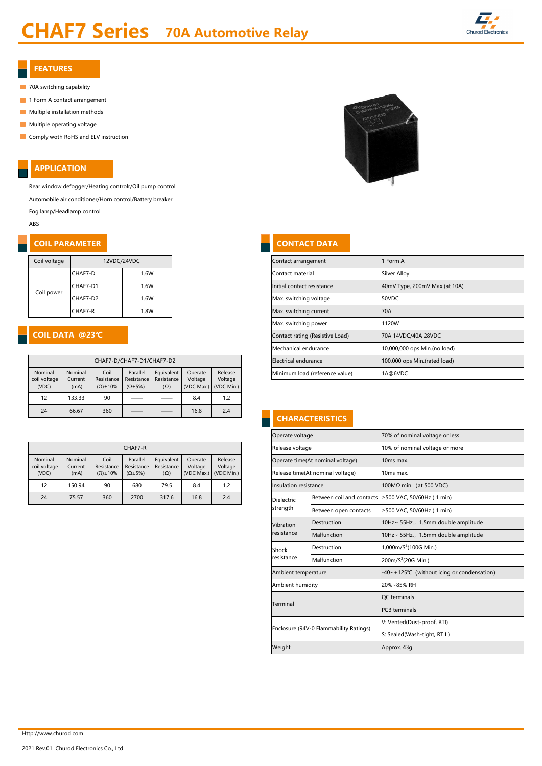# CHAF7 Series 70A Automotive Relay

## FEATURES

- 70A switching capability
- 1 Form A contact arrangement
- Multiple installation methods
- Multiple operating voltage
- Comply woth RoHS and ELV instruction

## APPLICATION

Rear window defogger/Heating controlr/Oil pump control

Automobile air conditioner/Horn control/Battery breaker

Fog lamp/Headlamp control

ABS

## COIL PARAMETER

| Coil voltage | 12VDC/24VDC | |
|---|---|---|
| Coil power | CHAF7-D | 1.6W |
| | CHAF7-D1 | 1.6W |
| | CHAF7-D2 | 1.6W |
| | CHAF7-R | 1.8W |

## COIL DATA @23℃

| CHAF7-D/CHAF7-D1/CHAF7-D2 | | | | | | |
|---|---|---|---|---|---|---|
| Nominal coil voltage (VDC) | Nominal Current (mA) | Coil Resistance (Ω)±10% | Parallel Resistance (Ω±5%) | Equivalent Resistance (Ω) | Operate Voltage (VDC Max.) | Release Voltage (VDC Min.) |
| 12 | 133.33 | 90 | —— | —— | 8.4 | 1.2 |
| 24 | 66.67 | 360 | —— | —— | 16.8 | 2.4 |

| CHAF7-R | | | | | | |
|---|---|---|---|---|---|---|
| Nominal coil voltage (VDC) | Nominal Current (mA) | Coil Resistance (Ω)±10% | Parallel Resistance (Ω±5%) | Equivalent Resistance (Ω) | Operate Voltage (VDC Max.) | Release Voltage (VDC Min.) |
| 12 | 150.94 | 90 | 680 | 79.5 | 8.4 | 1.2 |
| 24 | 75.57 | 360 | 2700 | 317.6 | 16.8 | 2.4 |

## CONTACT DATA

| | |
|---|---|
| Contact arrangement | 1 Form A |
| Contact material | Silver Alloy |
| Initial contact resistance | 40mV Type, 200mV Max (at 10A) |
| Max. switching voltage | 50VDC |
| Max. switching current | 70A |
| Max. switching power | 1120W |
| Contact rating (Resistive Load) | 70A 14VDC/40A 28VDC |
| Mechanical endurance | 10,000,000 ops Min.(no load) |
| Electrical endurance | 100,000 ops Min.(rated load) |
| Minimum load (reference value) | 1A@6VDC |

## CHARACTERISTICS

| | | |
|---|---|---|
| Operate voltage | | 70% of nominal voltage or less |
| Release voltage | | 10% of nominal voltage or more |
| Operate time(At nominal voltage) | | 10ms max. |
| Release time(At nominal voltage) | | 10ms max. |
| Insulation resistance | | 100MΩ min. (at 500 VDC) |
| Dielectric strength | Between coil and contacts | ≥500 VAC, 50/60Hz ( 1 min) |
| | Between open contacts | ≥500 VAC, 50/60Hz ( 1 min) |
| Vibration resistance | Destruction | 10Hz~ 55Hz., 1.5mm double amplitude |
| | Malfunction | 10Hz~ 55Hz., 1.5mm double amplitude |
| Shock resistance | Destruction | 1,000m/$S^2$(100G Min.) |
| | Malfunction | 200m/$S^2$(20G Min.) |
| Ambient temperature | | -40~+125℃ (without icing or condensation) |
| Ambient humidity | | 20%~85% RH |
| Terminal | | QC terminals |
| | | PCB terminals |
| Enclosure (94V-0 Flammability Ratings) | | V: Vented(Dust-proof, RTI) |
| | | S: Sealed(Wash-tight, RTIII) |
| Weight | | Approx. 43g |

Http://www.churod.com

2021 Rev.01 Churod Electronics Co., Ltd.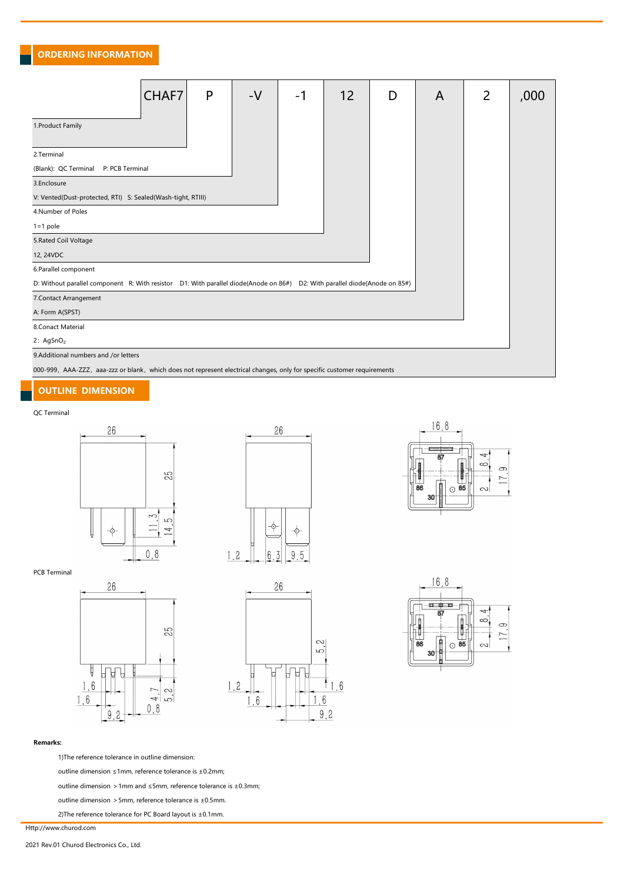## ORDERING INFORMATION

| CHAF7 | P | -V | -1 | 12 | D | A | 2 | ,000 |
|---|---|---|---|---|---|---|---|---|

1.Product Family

2.Terminal
(Blank): QC Terminal    P: PCB Terminal

3.Enclosure
V: Vented(Dust-protected, RTI)   S: Sealed(Wash-tight, RTIII)

4.Number of Poles
1=1 pole

5.Rated Coil Voltage
12, 24VDC

6.Parallel component
D: Without parallel component   R: With resistor   D1: With parallel diode(Anode on 86#)   D2: With parallel diode(Anode on 85#)

7.Contact Arrangement
A: Form A(SPST)

8.Conact Material
2: $AgSnO_2$

9.Additional numbers and /or letters
000-999，AAA-ZZZ，aaa-zzz or blank，which does not represent electrical changes, only for specific customer requirements

## OUTLINE DIMENSION

QC Terminal

PCB Terminal

**Remarks:**

1)The reference tolerance in outline dimension:

outline dimension ≤1mm, reference tolerance is ±0.2mm;

outline dimension ＞1mm and ≤5mm, reference tolerance is ±0.3mm;

outline dimension ＞5mm, reference tolerance is ±0.5mm.

2)The reference tolerance for PC Board layout is ±0.1mm.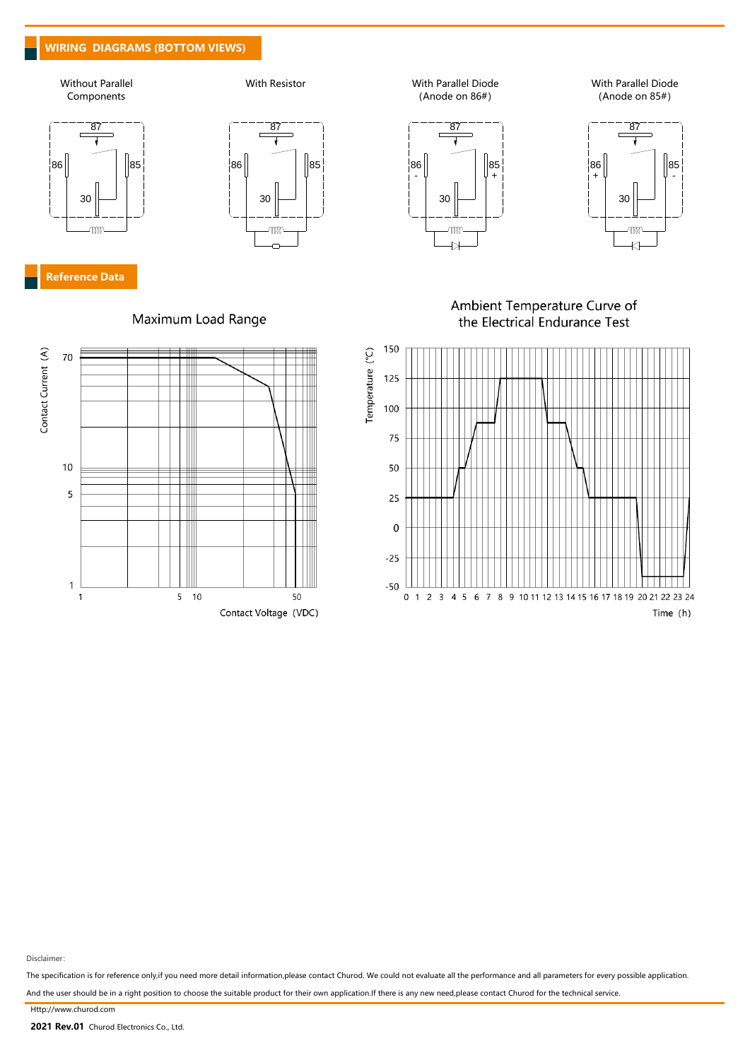## WIRING DIAGRAMS (BOTTOM VIEWS)

Without Parallel Components

87
86
85
30

With Resistor

87
86
85
30

With Parallel Diode (Anode on 86#)

87
86
-
85
+
30

With Parallel Diode (Anode on 85#)

87
86
+
85
-
30

## Reference Data

Maximum Load Range

Contact Current (A)
70
10
5
1
1
5
10
50
Contact Voltage (VDC)

Ambient Temperature Curve of the Electrical Endurance Test

Temperature (℃)
150
125
100
75
50
25
0
-25
-50
0 1 2 3 4 5 6 7 8 9 10 11 12 13 14 15 16 17 18 19 20 21 22 23 24
Time (h)

Disclaimer:

The specification is for reference only,if you need more detail information,please contact Churod. We could not evaluate all the performance and all parameters for every possible application.

And the user should be in a right position to choose the suitable product for their own application.If there is any new need,please contact Churod for the technical service.

Http://www.churod.com

**2021 Rev.01** Churod Electronics Co., Ltd.